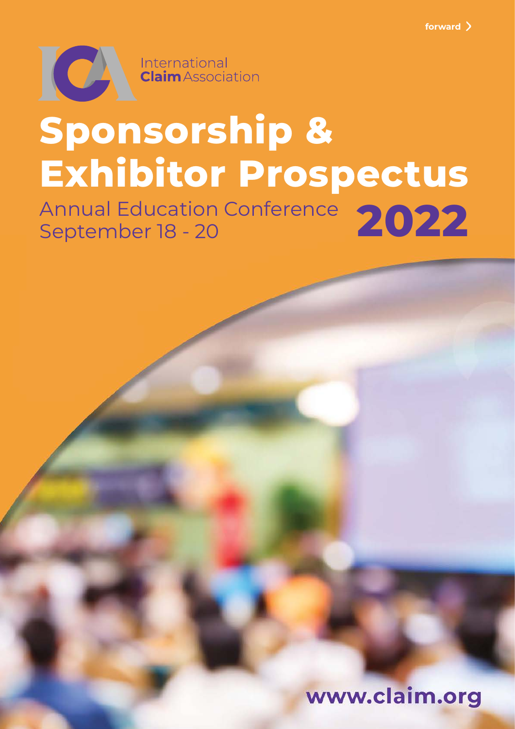forward >

International **Claim** Association

# Sponsorship & Exhibitor Prospectus

Annual Education Conference
September 18 - 20

**2022**

www.claim.org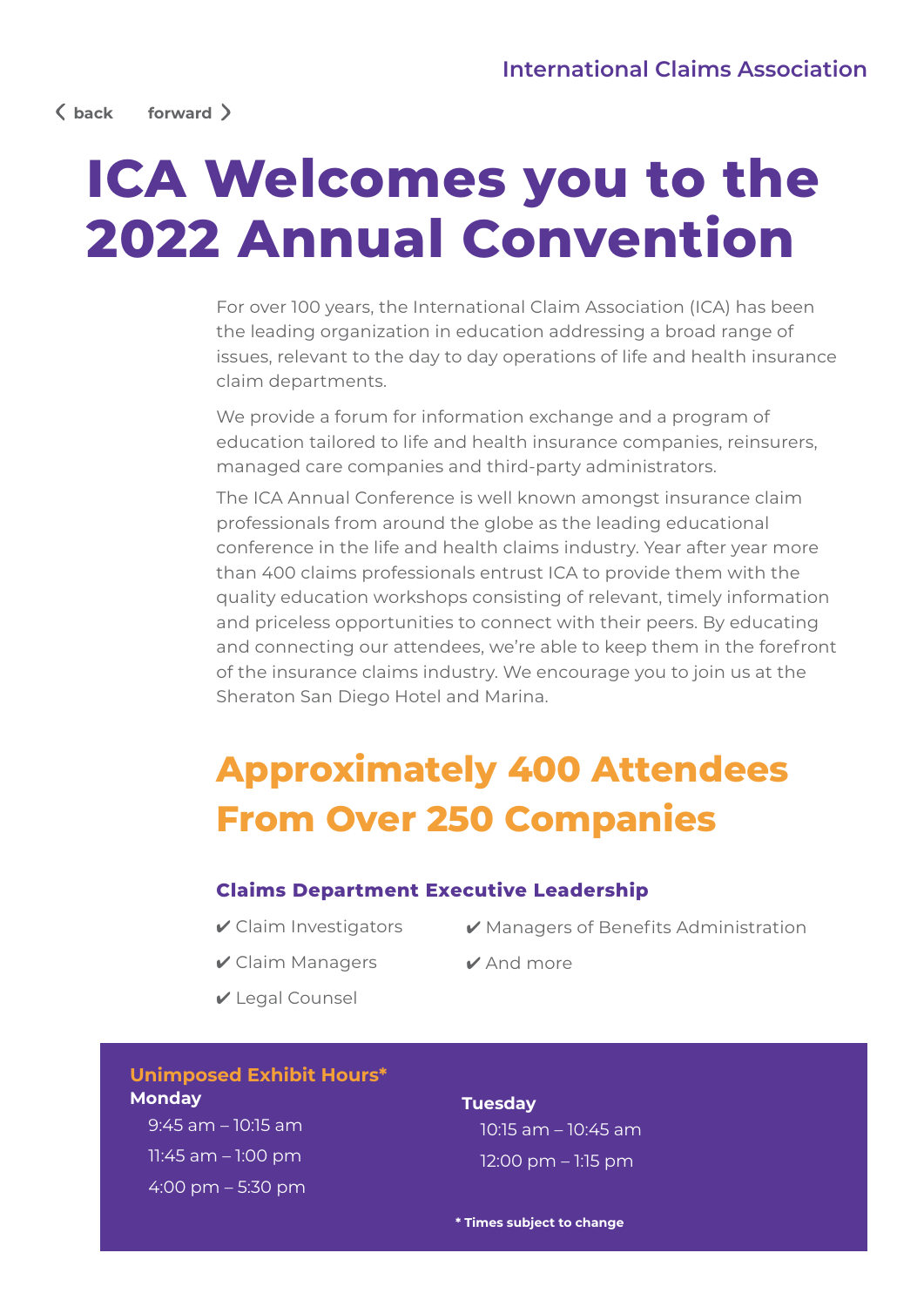# ICA Welcomes you to the 2022 Annual Convention

For over 100 years, the International Claim Association (ICA) has been the leading organization in education addressing a broad range of issues, relevant to the day to day operations of life and health insurance claim departments.

We provide a forum for information exchange and a program of education tailored to life and health insurance companies, reinsurers, managed care companies and third-party administrators.

The ICA Annual Conference is well known amongst insurance claim professionals from around the globe as the leading educational conference in the life and health claims industry. Year after year more than 400 claims professionals entrust ICA to provide them with the quality education workshops consisting of relevant, timely information and priceless opportunities to connect with their peers. By educating and connecting our attendees, we're able to keep them in the forefront of the insurance claims industry. We encourage you to join us at the Sheraton San Diego Hotel and Marina.

## Approximately 400 Attendees From Over 250 Companies

### Claims Department Executive Leadership

- ✔ Claim Investigators
- ✔ Claim Managers
- ✔ Legal Counsel
- ✔ Managers of Benefits Administration
- ✔ And more

### Unimposed Exhibit Hours*

**Monday**

- 9:45 am – 10:15 am
- 11:45 am – 1:00 pm
- 4:00 pm – 5:30 pm

**Tuesday**

- 10:15 am – 10:45 am
- 12:00 pm – 1:15 pm

**\* Times subject to change**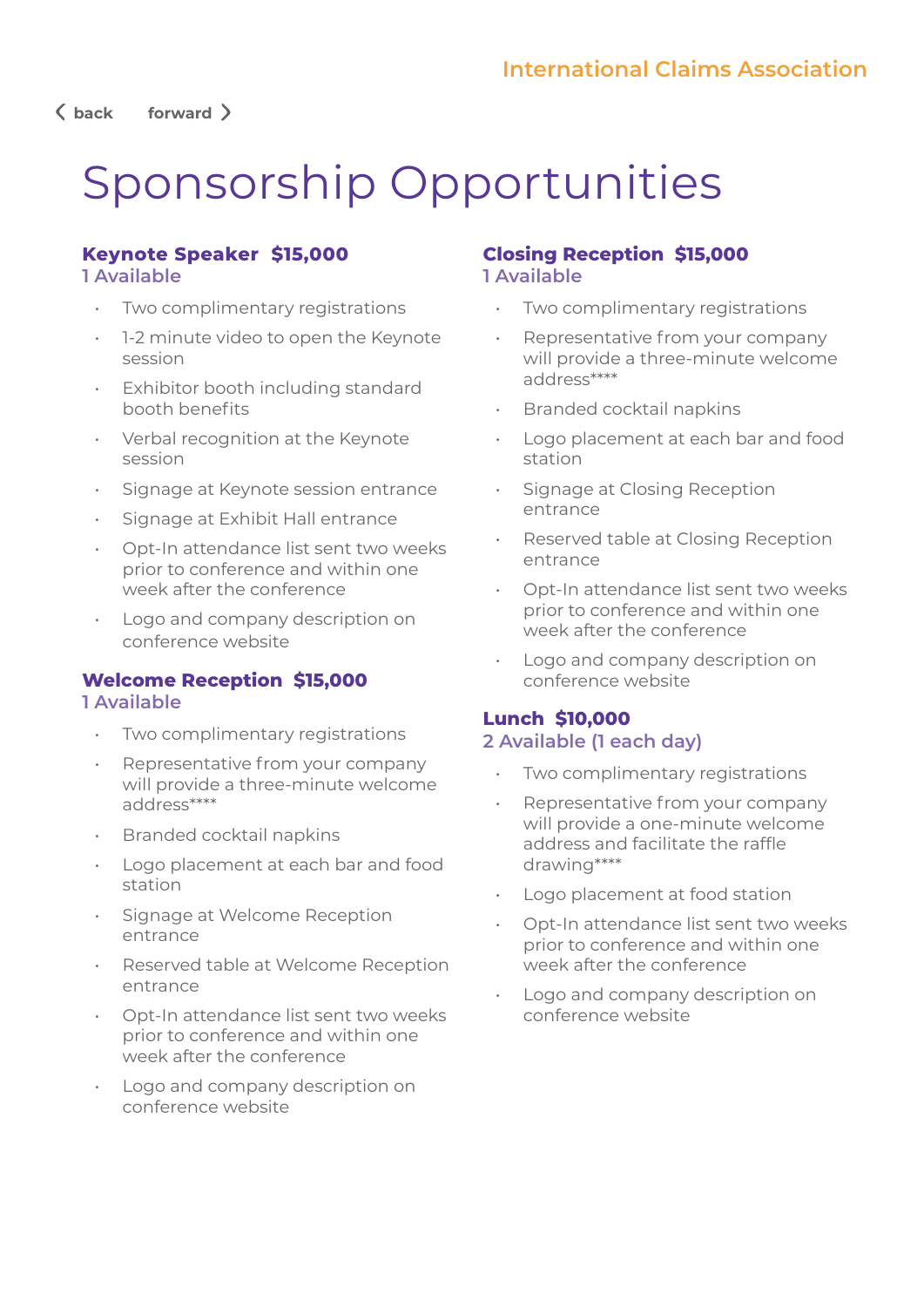# Sponsorship Opportunities

## Keynote Speaker $15,000

1 Available

- Two complimentary registrations
- 1-2 minute video to open the Keynote session
- Exhibitor booth including standard booth benefits
- Verbal recognition at the Keynote session
- Signage at Keynote session entrance
- Signage at Exhibit Hall entrance
- Opt-In attendance list sent two weeks prior to conference and within one week after the conference
- Logo and company description on conference website

## Welcome Reception $15,000

1 Available

- Two complimentary registrations
- Representative from your company will provide a three-minute welcome address****
- Branded cocktail napkins
- Logo placement at each bar and food station
- Signage at Welcome Reception entrance
- Reserved table at Welcome Reception entrance
- Opt-In attendance list sent two weeks prior to conference and within one week after the conference
- Logo and company description on conference website

## Closing Reception $15,000

1 Available

- Two complimentary registrations
- Representative from your company will provide a three-minute welcome address****
- Branded cocktail napkins
- Logo placement at each bar and food station
- Signage at Closing Reception entrance
- Reserved table at Closing Reception entrance
- Opt-In attendance list sent two weeks prior to conference and within one week after the conference
- Logo and company description on conference website

## Lunch $10,000

2 Available (1 each day)

- Two complimentary registrations
- Representative from your company will provide a one-minute welcome address and facilitate the raffle drawing****
- Logo placement at food station
- Opt-In attendance list sent two weeks prior to conference and within one week after the conference
- Logo and company description on conference website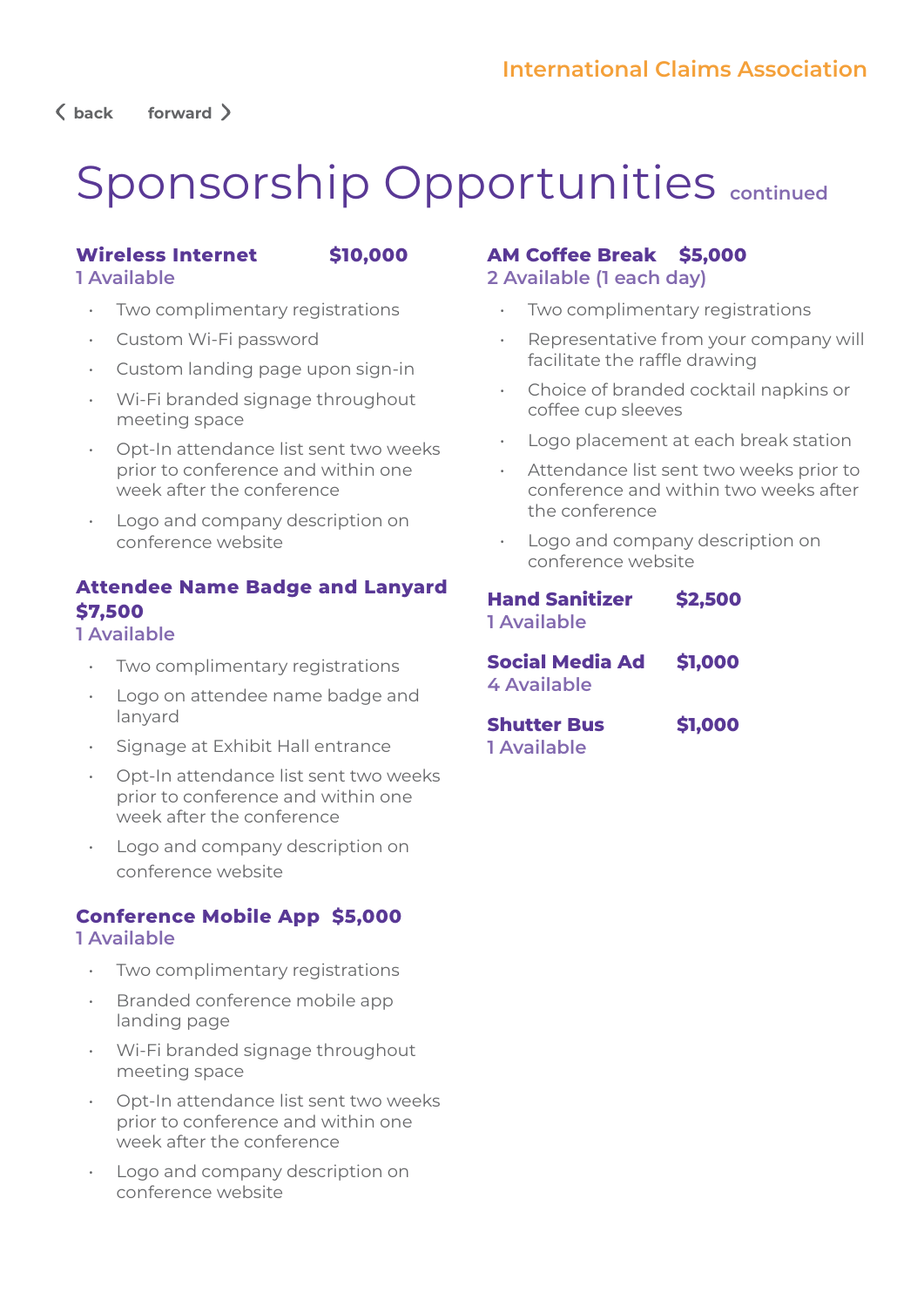# Sponsorship Opportunities continued

### Wireless Internet $10,000
1 Available

- Two complimentary registrations
- Custom Wi-Fi password
- Custom landing page upon sign-in
- Wi-Fi branded signage throughout meeting space
- Opt-In attendance list sent two weeks prior to conference and within one week after the conference
- Logo and company description on conference website

### Attendee Name Badge and Lanyard $7,500
1 Available

- Two complimentary registrations
- Logo on attendee name badge and lanyard
- Signage at Exhibit Hall entrance
- Opt-In attendance list sent two weeks prior to conference and within one week after the conference
- Logo and company description on conference website

### Conference Mobile App $5,000
1 Available

- Two complimentary registrations
- Branded conference mobile app landing page
- Wi-Fi branded signage throughout meeting space
- Opt-In attendance list sent two weeks prior to conference and within one week after the conference
- Logo and company description on conference website

### AM Coffee Break $5,000
2 Available (1 each day)

- Two complimentary registrations
- Representative from your company will facilitate the raffle drawing
- Choice of branded cocktail napkins or coffee cup sleeves
- Logo placement at each break station
- Attendance list sent two weeks prior to conference and within two weeks after the conference
- Logo and company description on conference website

### Hand Sanitizer $2,500
1 Available

### Social Media Ad $1,000
4 Available

### Shutter Bus $1,000
1 Available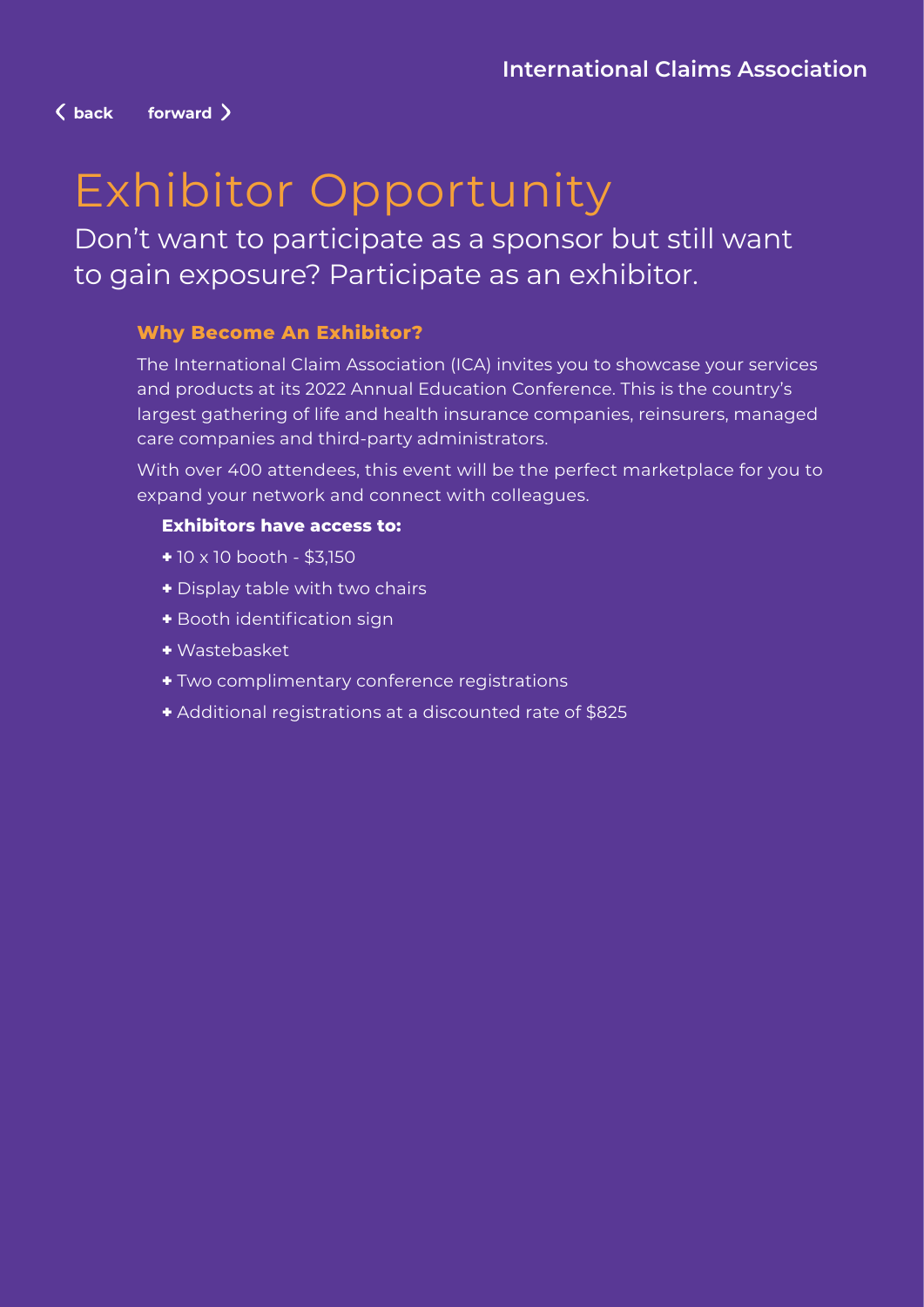# Exhibitor Opportunity

Don't want to participate as a sponsor but still want to gain exposure? Participate as an exhibitor.

### Why Become An Exhibitor?

The International Claim Association (ICA) invites you to showcase your services and products at its 2022 Annual Education Conference. This is the country's largest gathering of life and health insurance companies, reinsurers, managed care companies and third-party administrators.

With over 400 attendees, this event will be the perfect marketplace for you to expand your network and connect with colleagues.

**Exhibitors have access to:**

- 10 x 10 booth - $3,150
- Display table with two chairs
- Booth identification sign
- Wastebasket
- Two complimentary conference registrations
- Additional registrations at a discounted rate of $825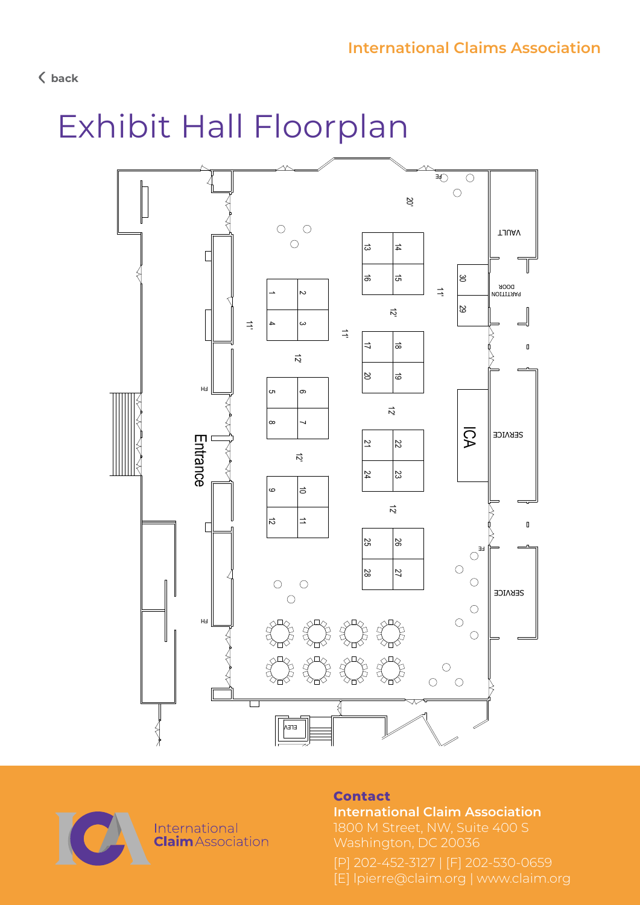International Claims Association

‹ back

# Exhibit Hall Floorplan

Entrance

ICA

VAULT

PARTITION DOOR

SERVICE

SERVICE

ELEV

FE

FH

FH

20'

11'

12'

11'

11'

12'

12'

12'

12'

12'

1 2 3 4 5 6 7 8 9 10 11 12 13 14 15 16 17 18 19 20 21 22 23 24 25 26 27 28 29 30

**Contact**

**International Claim Association**

1800 M Street, NW, Suite 400 S

Washington, DC 20036

[P] 202-452-3127 | [F] 202-530-0659

[E] lpierre@claim.org | www.claim.org

International **Claim** Association